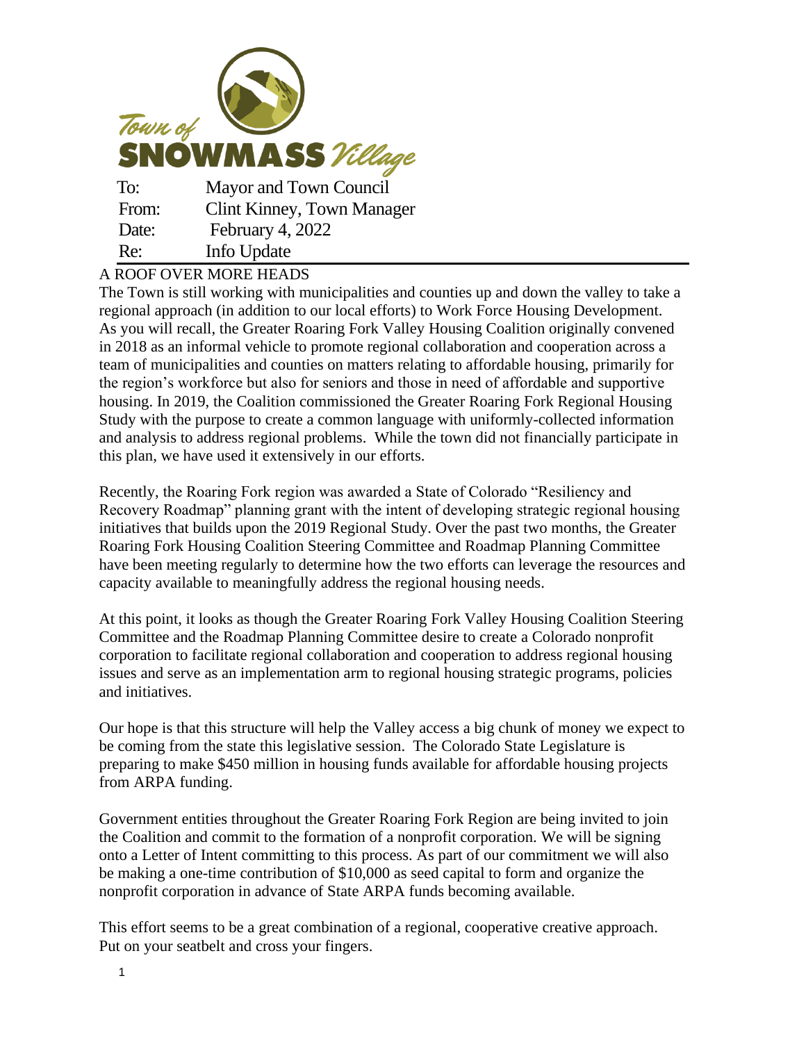Town of **SNOWMASS** *Village*

| | |
|---|---|
| To: | Mayor and Town Council |
| From: | Clint Kinney, Town Manager |
| Date: | February 4, 2022 |
| Re: | Info Update |

## A ROOF OVER MORE HEADS

The Town is still working with municipalities and counties up and down the valley to take a regional approach (in addition to our local efforts) to Work Force Housing Development. As you will recall, the Greater Roaring Fork Valley Housing Coalition originally convened in 2018 as an informal vehicle to promote regional collaboration and cooperation across a team of municipalities and counties on matters relating to affordable housing, primarily for the region's workforce but also for seniors and those in need of affordable and supportive housing. In 2019, the Coalition commissioned the Greater Roaring Fork Regional Housing Study with the purpose to create a common language with uniformly-collected information and analysis to address regional problems. While the town did not financially participate in this plan, we have used it extensively in our efforts.

Recently, the Roaring Fork region was awarded a State of Colorado "Resiliency and Recovery Roadmap" planning grant with the intent of developing strategic regional housing initiatives that builds upon the 2019 Regional Study. Over the past two months, the Greater Roaring Fork Housing Coalition Steering Committee and Roadmap Planning Committee have been meeting regularly to determine how the two efforts can leverage the resources and capacity available to meaningfully address the regional housing needs.

At this point, it looks as though the Greater Roaring Fork Valley Housing Coalition Steering Committee and the Roadmap Planning Committee desire to create a Colorado nonprofit corporation to facilitate regional collaboration and cooperation to address regional housing issues and serve as an implementation arm to regional housing strategic programs, policies and initiatives.

Our hope is that this structure will help the Valley access a big chunk of money we expect to be coming from the state this legislative session. The Colorado State Legislature is preparing to make $450 million in housing funds available for affordable housing projects from ARPA funding.

Government entities throughout the Greater Roaring Fork Region are being invited to join the Coalition and commit to the formation of a nonprofit corporation. We will be signing onto a Letter of Intent committing to this process. As part of our commitment we will also be making a one-time contribution of $10,000 as seed capital to form and organize the nonprofit corporation in advance of State ARPA funds becoming available.

This effort seems to be a great combination of a regional, cooperative creative approach. Put on your seatbelt and cross your fingers.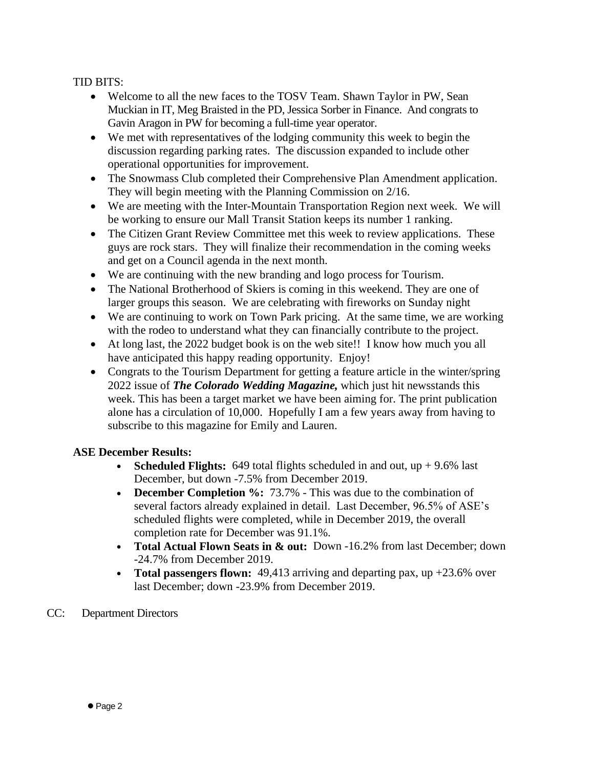TID BITS:

- Welcome to all the new faces to the TOSV Team. Shawn Taylor in PW, Sean Muckian in IT, Meg Braisted in the PD, Jessica Sorber in Finance. And congrats to Gavin Aragon in PW for becoming a full-time year operator.
- We met with representatives of the lodging community this week to begin the discussion regarding parking rates. The discussion expanded to include other operational opportunities for improvement.
- The Snowmass Club completed their Comprehensive Plan Amendment application. They will begin meeting with the Planning Commission on 2/16.
- We are meeting with the Inter-Mountain Transportation Region next week. We will be working to ensure our Mall Transit Station keeps its number 1 ranking.
- The Citizen Grant Review Committee met this week to review applications. These guys are rock stars. They will finalize their recommendation in the coming weeks and get on a Council agenda in the next month.
- We are continuing with the new branding and logo process for Tourism.
- The National Brotherhood of Skiers is coming in this weekend. They are one of larger groups this season. We are celebrating with fireworks on Sunday night
- We are continuing to work on Town Park pricing. At the same time, we are working with the rodeo to understand what they can financially contribute to the project.
- At long last, the 2022 budget book is on the web site!! I know how much you all have anticipated this happy reading opportunity. Enjoy!
- Congrats to the Tourism Department for getting a feature article in the winter/spring 2022 issue of ***The Colorado Wedding Magazine,*** which just hit newsstands this week. This has been a target market we have been aiming for. The print publication alone has a circulation of 10,000. Hopefully I am a few years away from having to subscribe to this magazine for Emily and Lauren.

**ASE December Results:**

- **Scheduled Flights:** 649 total flights scheduled in and out, up + 9.6% last December, but down -7.5% from December 2019.
- **December Completion %:** 73.7% - This was due to the combination of several factors already explained in detail. Last December, 96.5% of ASE's scheduled flights were completed, while in December 2019, the overall completion rate for December was 91.1%.
- **Total Actual Flown Seats in & out:** Down -16.2% from last December; down -24.7% from December 2019.
- **Total passengers flown:** 49,413 arriving and departing pax, up +23.6% over last December; down -23.9% from December 2019.

CC: Department Directors